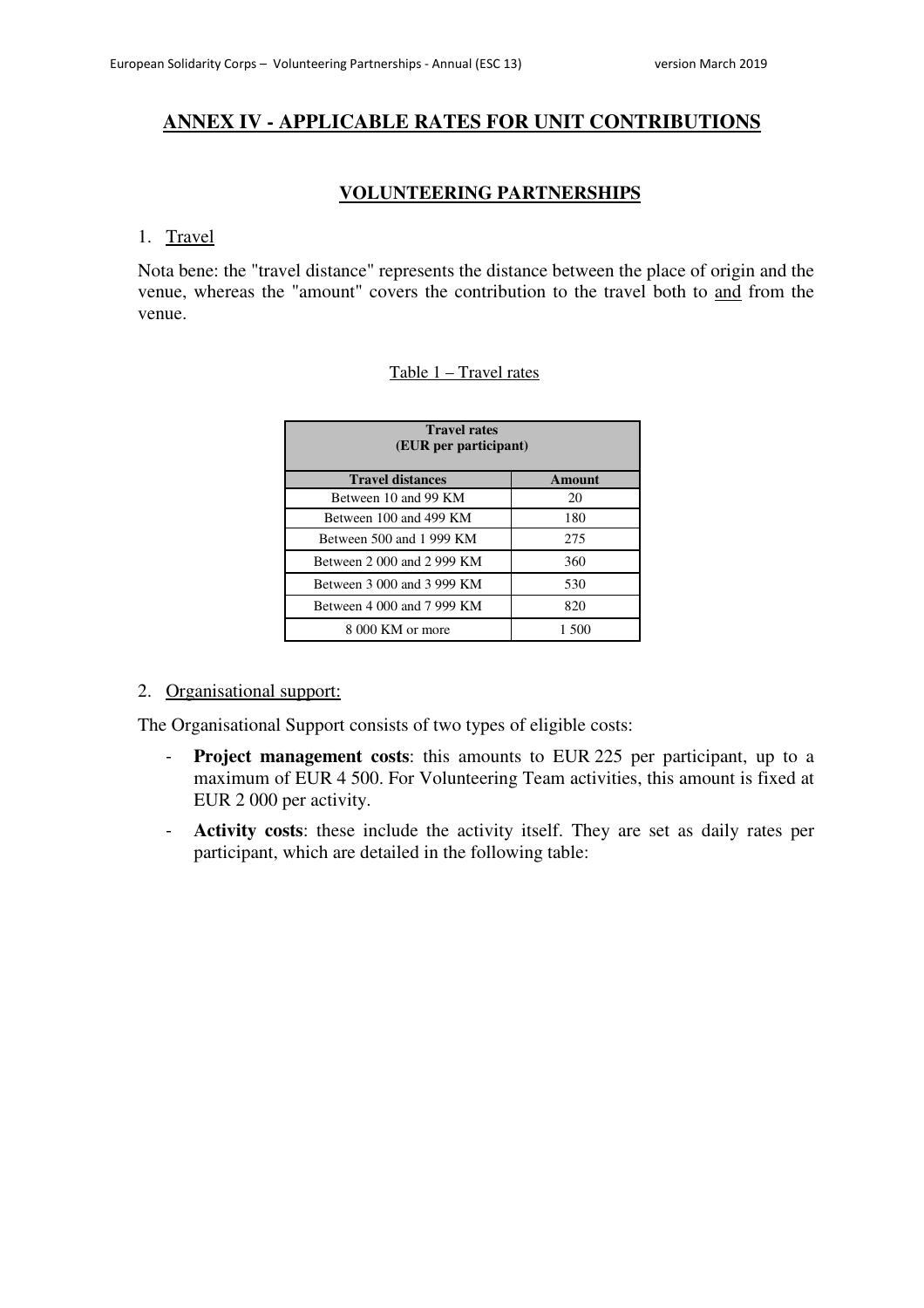# ANNEX IV - APPLICABLE RATES FOR UNIT CONTRIBUTIONS

## VOLUNTEERING PARTNERSHIPS

1. Travel

Nota bene: the "travel distance" represents the distance between the place of origin and the venue, whereas the "amount" covers the contribution to the travel both to and from the venue.

Table 1 – Travel rates

| Travel rates (EUR per participant) | |
|---|---|
| **Travel distances** | **Amount** |
| Between 10 and 99 KM | 20 |
| Between 100 and 499 KM | 180 |
| Between 500 and 1 999 KM | 275 |
| Between 2 000 and 2 999 KM | 360 |
| Between 3 000 and 3 999 KM | 530 |
| Between 4 000 and 7 999 KM | 820 |
| 8 000 KM or more | 1 500 |

2. Organisational support:

The Organisational Support consists of two types of eligible costs:

- **Project management costs**: this amounts to EUR 225 per participant, up to a maximum of EUR 4 500. For Volunteering Team activities, this amount is fixed at EUR 2 000 per activity.
- **Activity costs**: these include the activity itself. They are set as daily rates per participant, which are detailed in the following table: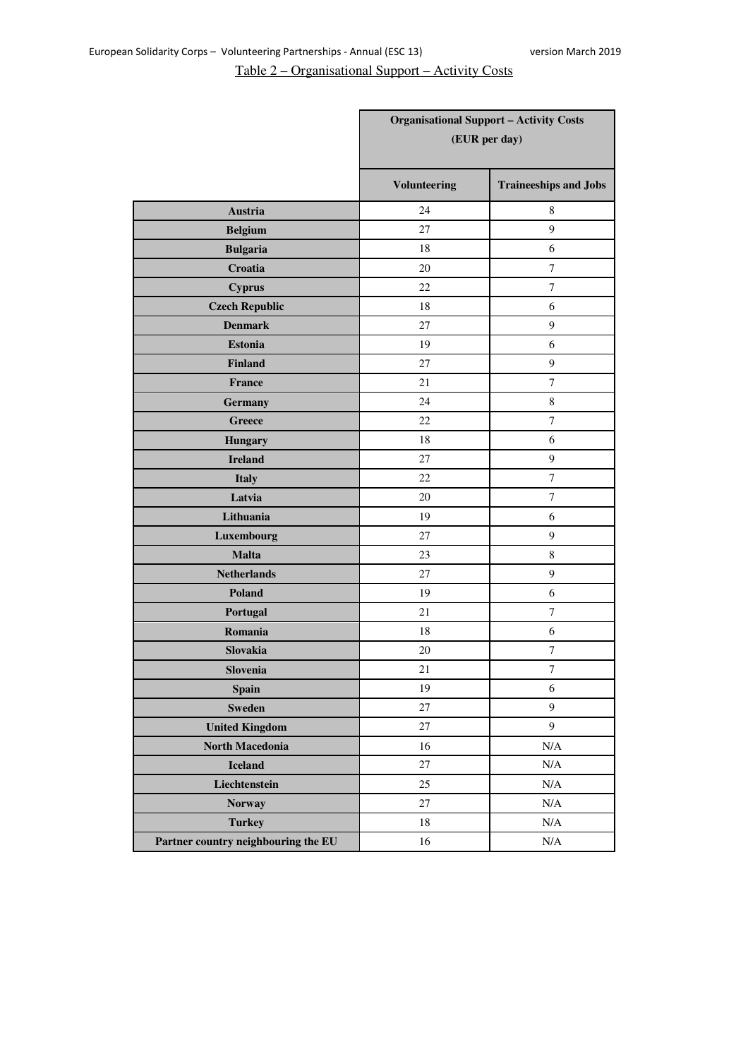Table 2 – Organisational Support – Activity Costs

| | Organisational Support – Activity Costs (EUR per day) | |
|---|---|---|
| | **Volunteering** | **Traineeships and Jobs** |
| **Austria** | 24 | 8 |
| **Belgium** | 27 | 9 |
| **Bulgaria** | 18 | 6 |
| **Croatia** | 20 | 7 |
| **Cyprus** | 22 | 7 |
| **Czech Republic** | 18 | 6 |
| **Denmark** | 27 | 9 |
| **Estonia** | 19 | 6 |
| **Finland** | 27 | 9 |
| **France** | 21 | 7 |
| **Germany** | 24 | 8 |
| **Greece** | 22 | 7 |
| **Hungary** | 18 | 6 |
| **Ireland** | 27 | 9 |
| **Italy** | 22 | 7 |
| **Latvia** | 20 | 7 |
| **Lithuania** | 19 | 6 |
| **Luxembourg** | 27 | 9 |
| **Malta** | 23 | 8 |
| **Netherlands** | 27 | 9 |
| **Poland** | 19 | 6 |
| **Portugal** | 21 | 7 |
| **Romania** | 18 | 6 |
| **Slovakia** | 20 | 7 |
| **Slovenia** | 21 | 7 |
| **Spain** | 19 | 6 |
| **Sweden** | 27 | 9 |
| **United Kingdom** | 27 | 9 |
| **North Macedonia** | 16 | N/A |
| **Iceland** | 27 | N/A |
| **Liechtenstein** | 25 | N/A |
| **Norway** | 27 | N/A |
| **Turkey** | 18 | N/A |
| **Partner country neighbouring the EU** | 16 | N/A |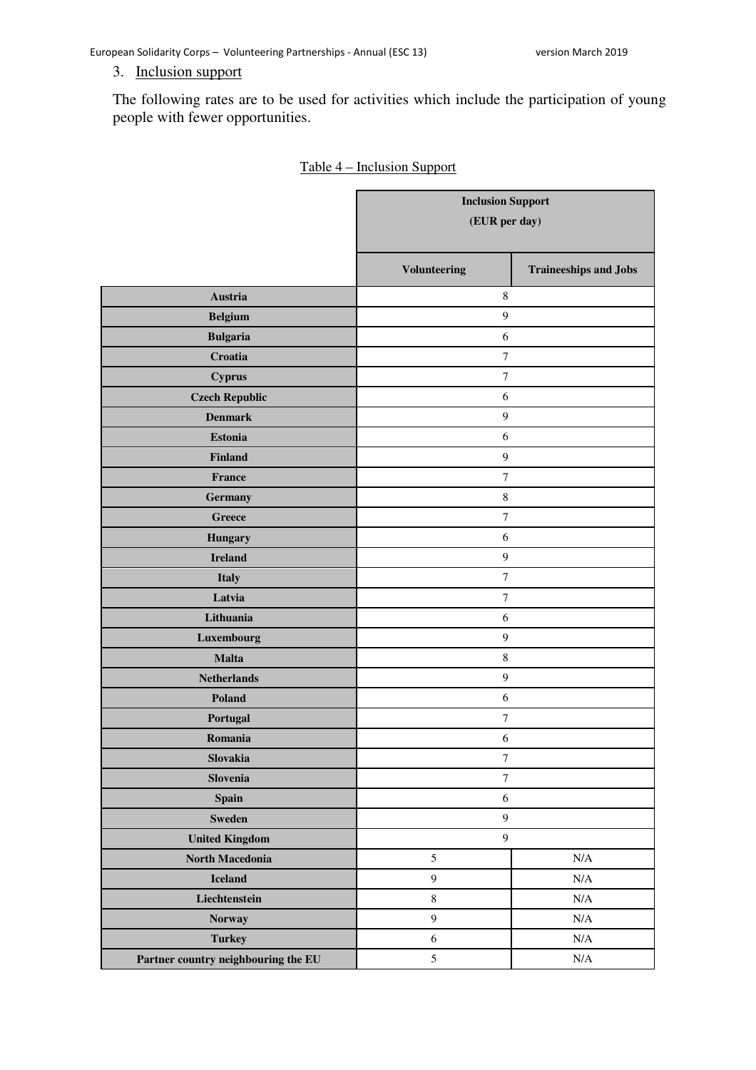3. Inclusion support

The following rates are to be used for activities which include the participation of young people with fewer opportunities.

Table 4 – Inclusion Support

| | Inclusion Support (EUR per day) | |
|---|---|---|
| | Volunteering | Traineeships and Jobs |
| Austria | 8 | |
| Belgium | 9 | |
| Bulgaria | 6 | |
| Croatia | 7 | |
| Cyprus | 7 | |
| Czech Republic | 6 | |
| Denmark | 9 | |
| Estonia | 6 | |
| Finland | 9 | |
| France | 7 | |
| Germany | 8 | |
| Greece | 7 | |
| Hungary | 6 | |
| Ireland | 9 | |
| Italy | 7 | |
| Latvia | 7 | |
| Lithuania | 6 | |
| Luxembourg | 9 | |
| Malta | 8 | |
| Netherlands | 9 | |
| Poland | 6 | |
| Portugal | 7 | |
| Romania | 6 | |
| Slovakia | 7 | |
| Slovenia | 7 | |
| Spain | 6 | |
| Sweden | 9 | |
| United Kingdom | 9 | |
| North Macedonia | 5 | N/A |
| Iceland | 9 | N/A |
| Liechtenstein | 8 | N/A |
| Norway | 9 | N/A |
| Turkey | 6 | N/A |
| Partner country neighbouring the EU | 5 | N/A |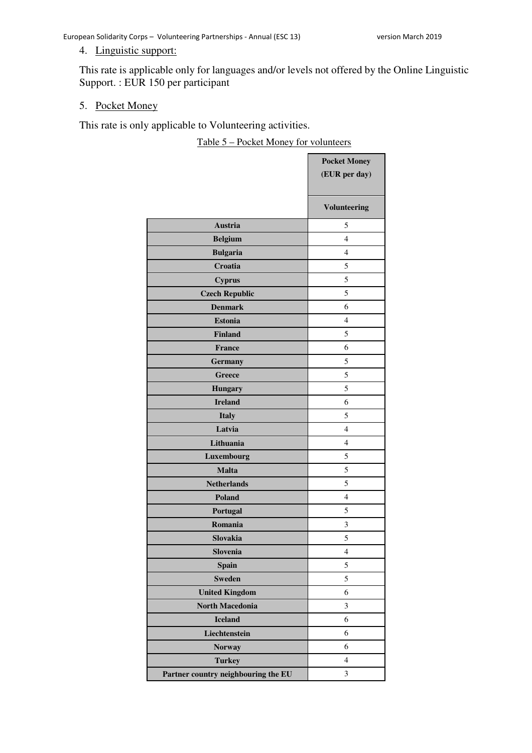4. Linguistic support:

This rate is applicable only for languages and/or levels not offered by the Online Linguistic Support. : EUR 150 per participant

5. Pocket Money

This rate is only applicable to Volunteering activities.

Table 5 – Pocket Money for volunteers

| | Pocket Money (EUR per day) |
|---|---|
| | **Volunteering** |
| **Austria** | 5 |
| **Belgium** | 4 |
| **Bulgaria** | 4 |
| **Croatia** | 5 |
| **Cyprus** | 5 |
| **Czech Republic** | 5 |
| **Denmark** | 6 |
| **Estonia** | 4 |
| **Finland** | 5 |
| **France** | 6 |
| **Germany** | 5 |
| **Greece** | 5 |
| **Hungary** | 5 |
| **Ireland** | 6 |
| **Italy** | 5 |
| **Latvia** | 4 |
| **Lithuania** | 4 |
| **Luxembourg** | 5 |
| **Malta** | 5 |
| **Netherlands** | 5 |
| **Poland** | 4 |
| **Portugal** | 5 |
| **Romania** | 3 |
| **Slovakia** | 5 |
| **Slovenia** | 4 |
| **Spain** | 5 |
| **Sweden** | 5 |
| **United Kingdom** | 6 |
| **North Macedonia** | 3 |
| **Iceland** | 6 |
| **Liechtenstein** | 6 |
| **Norway** | 6 |
| **Turkey** | 4 |
| **Partner country neighbouring the EU** | 3 |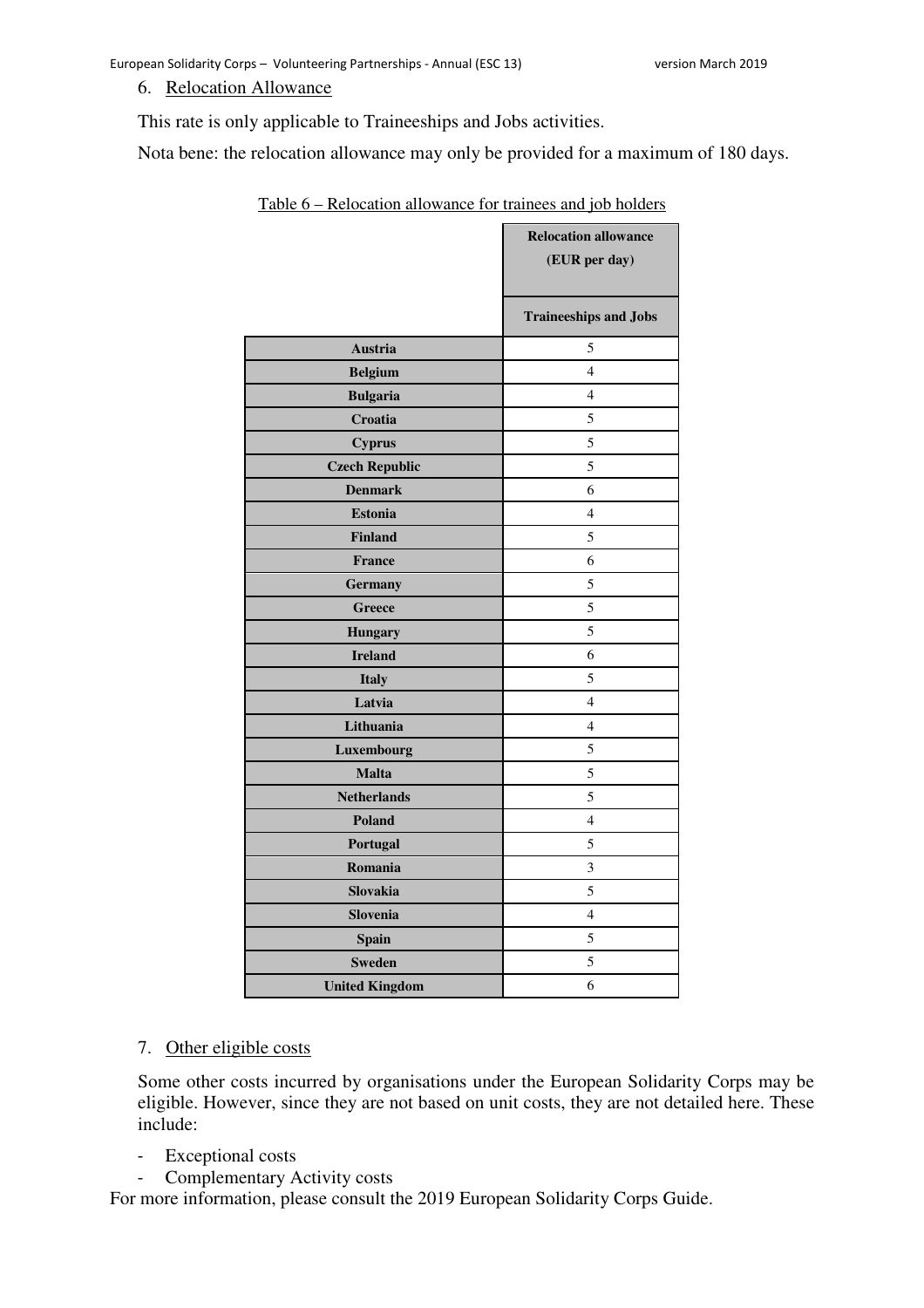6. Relocation Allowance

This rate is only applicable to Traineeships and Jobs activities.

Nota bene: the relocation allowance may only be provided for a maximum of 180 days.

Table 6 – Relocation allowance for trainees and job holders

| | Relocation allowance (EUR per day) |
|---|---|
| | **Traineeships and Jobs** |
| **Austria** | 5 |
| **Belgium** | 4 |
| **Bulgaria** | 4 |
| **Croatia** | 5 |
| **Cyprus** | 5 |
| **Czech Republic** | 5 |
| **Denmark** | 6 |
| **Estonia** | 4 |
| **Finland** | 5 |
| **France** | 6 |
| **Germany** | 5 |
| **Greece** | 5 |
| **Hungary** | 5 |
| **Ireland** | 6 |
| **Italy** | 5 |
| **Latvia** | 4 |
| **Lithuania** | 4 |
| **Luxembourg** | 5 |
| **Malta** | 5 |
| **Netherlands** | 5 |
| **Poland** | 4 |
| **Portugal** | 5 |
| **Romania** | 3 |
| **Slovakia** | 5 |
| **Slovenia** | 4 |
| **Spain** | 5 |
| **Sweden** | 5 |
| **United Kingdom** | 6 |

7. Other eligible costs

Some other costs incurred by organisations under the European Solidarity Corps may be eligible. However, since they are not based on unit costs, they are not detailed here. These include:

- Exceptional costs
- Complementary Activity costs

For more information, please consult the 2019 European Solidarity Corps Guide.